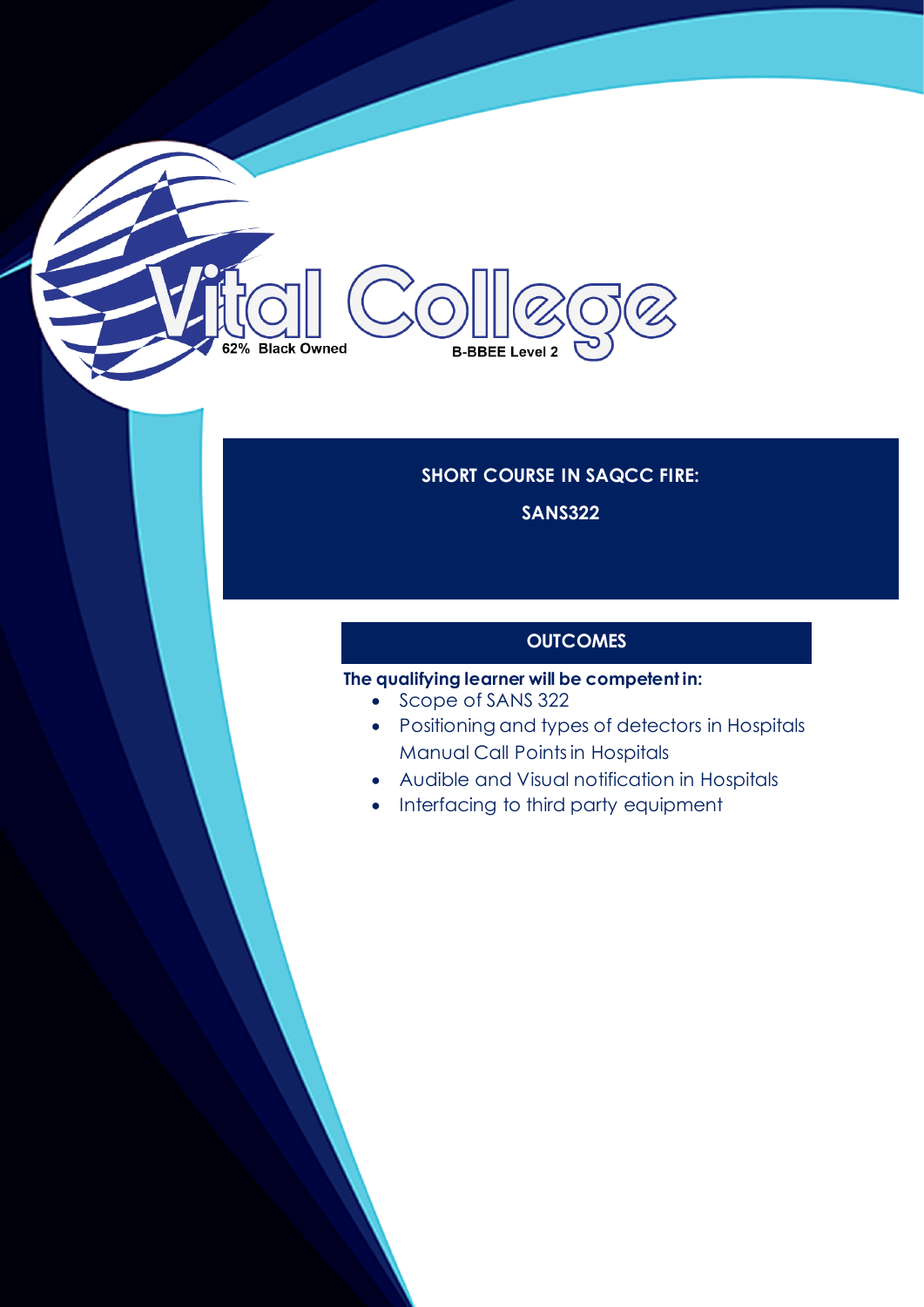Vital College

62% Black Owned

B-BBEE Level 2

## SHORT COURSE IN SAQCC FIRE:

## SANS322

### OUTCOMES

**The qualifying learner will be competent in:**

- Scope of SANS 322
- Positioning and types of detectors in Hospitals Manual Call Points in Hospitals
- Audible and Visual notification in Hospitals
- Interfacing to third party equipment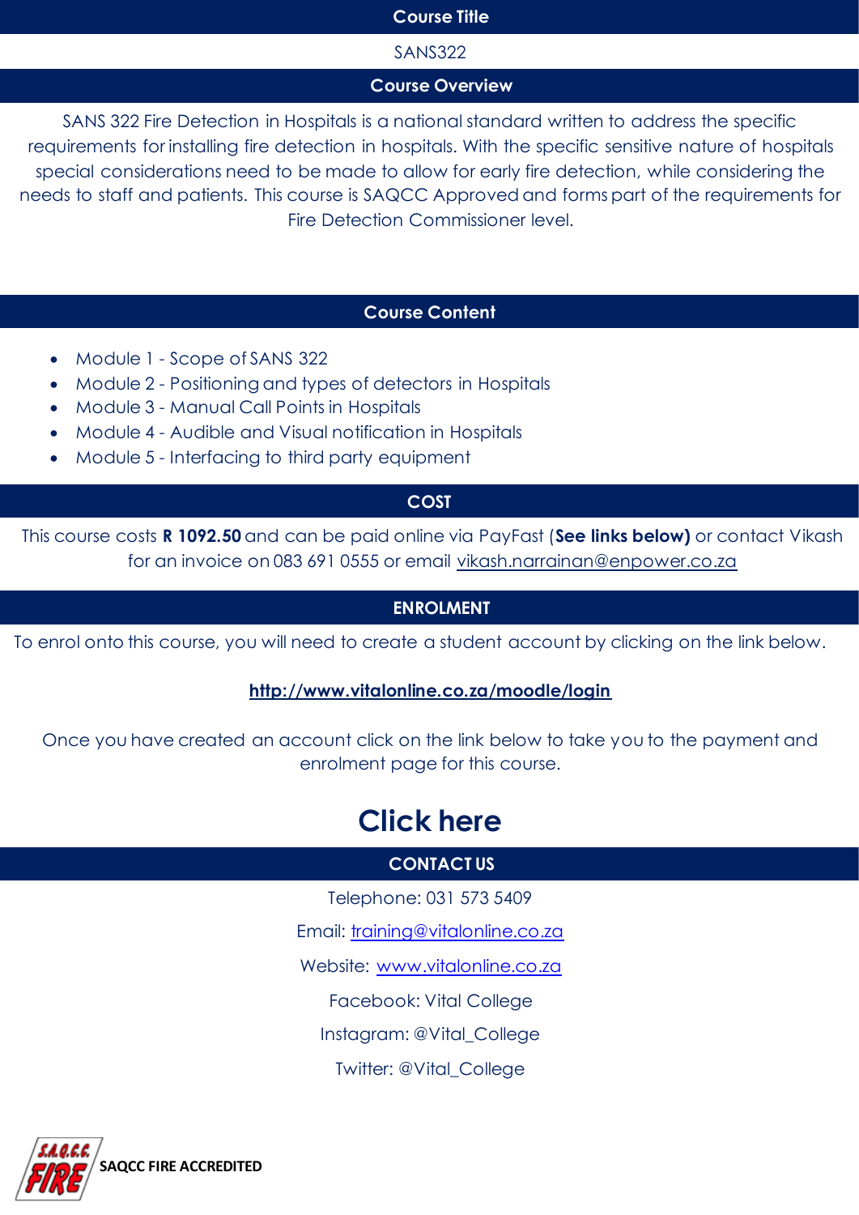## Course Title

SANS322

## Course Overview

SANS 322 Fire Detection in Hospitals is a national standard written to address the specific requirements for installing fire detection in hospitals. With the specific sensitive nature of hospitals special considerations need to be made to allow for early fire detection, while considering the needs to staff and patients. This course is SAQCC Approved and forms part of the requirements for Fire Detection Commissioner level.

## Course Content

- Module 1 - Scope of SANS 322
- Module 2 - Positioning and types of detectors in Hospitals
- Module 3 - Manual Call Points in Hospitals
- Module 4 - Audible and Visual notification in Hospitals
- Module 5 - Interfacing to third party equipment

## COST

This course costs **R 1092.50** and can be paid online via PayFast (**See links below)** or contact Vikash for an invoice on 083 691 0555 or email vikash.narrainan@enpower.co.za

## ENROLMENT

To enrol onto this course, you will need to create a student account by clicking on the link below.

**http://www.vitalonline.co.za/moodle/login**

Once you have created an account click on the link below to take you to the payment and enrolment page for this course.

# Click here

## CONTACT US

Telephone: 031 573 5409

Email: training@vitalonline.co.za

Website: www.vitalonline.co.za

Facebook: Vital College

Instagram: @Vital_College

Twitter: @Vital_College

S.A.Q.C.C. FIRE **SAQCC FIRE ACCREDITED**